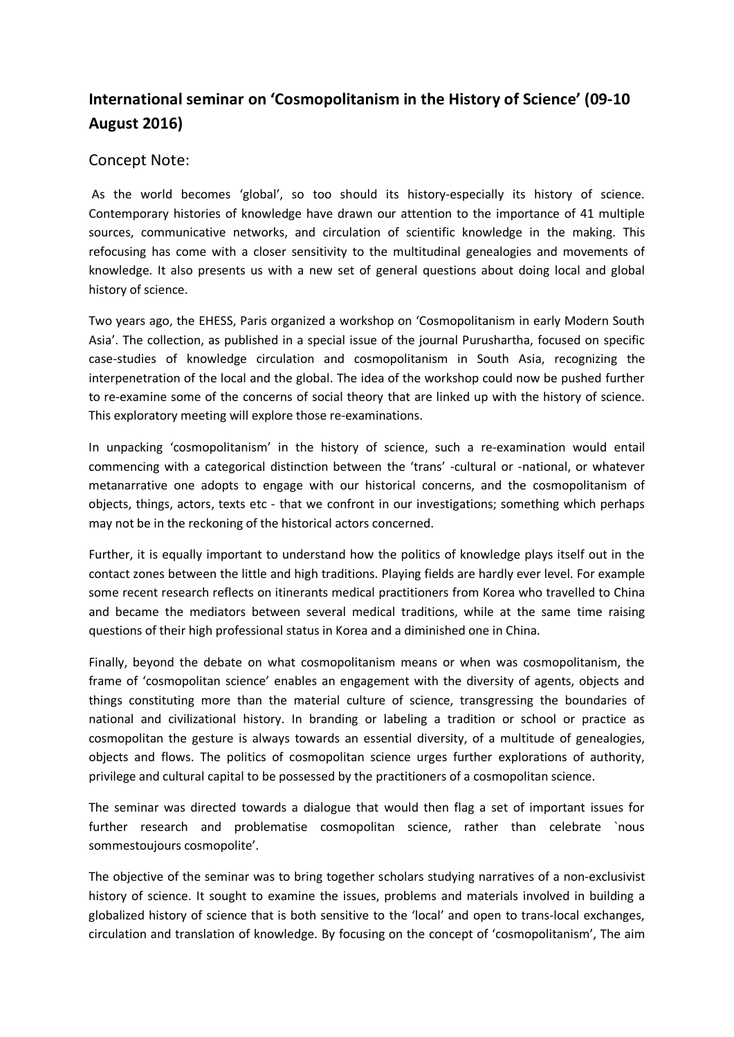## International seminar on 'Cosmopolitanism in the History of Science' (09-10 August 2016)

### Concept Note:

As the world becomes 'global', so too should its history-especially its history of science. Contemporary histories of knowledge have drawn our attention to the importance of 41 multiple sources, communicative networks, and circulation of scientific knowledge in the making. This refocusing has come with a closer sensitivity to the multitudinal genealogies and movements of knowledge. It also presents us with a new set of general questions about doing local and global history of science.

Two years ago, the EHESS, Paris organized a workshop on 'Cosmopolitanism in early Modern South Asia'. The collection, as published in a special issue of the journal Purushartha, focused on specific case-studies of knowledge circulation and cosmopolitanism in South Asia, recognizing the interpenetration of the local and the global. The idea of the workshop could now be pushed further to re-examine some of the concerns of social theory that are linked up with the history of science. This exploratory meeting will explore those re-examinations.

In unpacking 'cosmopolitanism' in the history of science, such a re-examination would entail commencing with a categorical distinction between the 'trans' -cultural or -national, or whatever metanarrative one adopts to engage with our historical concerns, and the cosmopolitanism of objects, things, actors, texts etc - that we confront in our investigations; something which perhaps may not be in the reckoning of the historical actors concerned.

Further, it is equally important to understand how the politics of knowledge plays itself out in the contact zones between the little and high traditions. Playing fields are hardly ever level. For example some recent research reflects on itinerants medical practitioners from Korea who travelled to China and became the mediators between several medical traditions, while at the same time raising questions of their high professional status in Korea and a diminished one in China.

Finally, beyond the debate on what cosmopolitanism means or when was cosmopolitanism, the frame of 'cosmopolitan science' enables an engagement with the diversity of agents, objects and things constituting more than the material culture of science, transgressing the boundaries of national and civilizational history. In branding or labeling a tradition or school or practice as cosmopolitan the gesture is always towards an essential diversity, of a multitude of genealogies, objects and flows. The politics of cosmopolitan science urges further explorations of authority, privilege and cultural capital to be possessed by the practitioners of a cosmopolitan science.

The seminar was directed towards a dialogue that would then flag a set of important issues for further research and problematise cosmopolitan science, rather than celebrate `nous sommestoujours cosmopolite'.

The objective of the seminar was to bring together scholars studying narratives of a non-exclusivist history of science. It sought to examine the issues, problems and materials involved in building a globalized history of science that is both sensitive to the 'local' and open to trans-local exchanges, circulation and translation of knowledge. By focusing on the concept of 'cosmopolitanism', The aim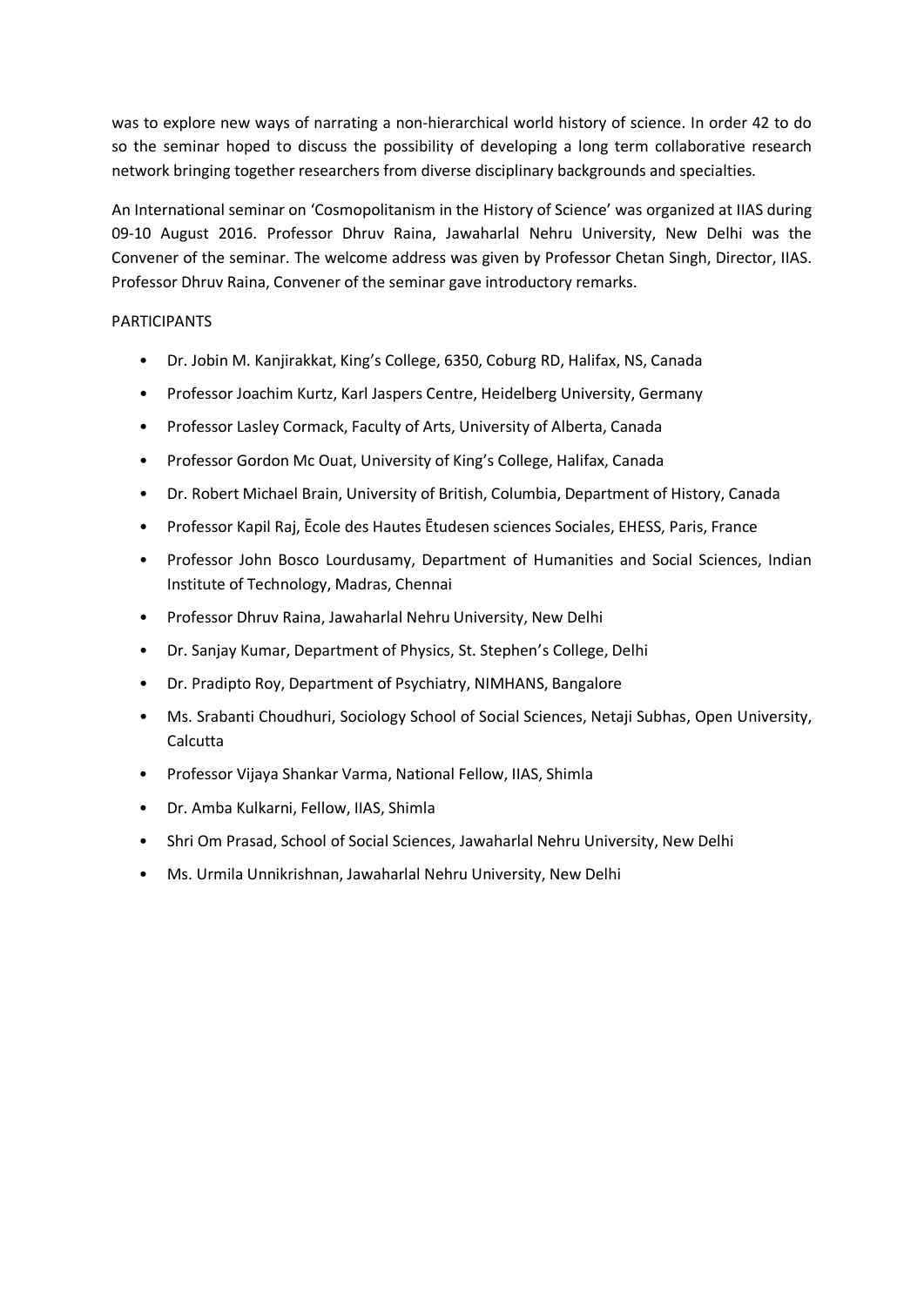was to explore new ways of narrating a non-hierarchical world history of science. In order 42 to do so the seminar hoped to discuss the possibility of developing a long term collaborative research network bringing together researchers from diverse disciplinary backgrounds and specialties.

An International seminar on 'Cosmopolitanism in the History of Science' was organized at IIAS during 09-10 August 2016. Professor Dhruv Raina, Jawaharlal Nehru University, New Delhi was the Convener of the seminar. The welcome address was given by Professor Chetan Singh, Director, IIAS. Professor Dhruv Raina, Convener of the seminar gave introductory remarks.

PARTICIPANTS

- Dr. Jobin M. Kanjirakkat, King's College, 6350, Coburg RD, Halifax, NS, Canada
- Professor Joachim Kurtz, Karl Jaspers Centre, Heidelberg University, Germany
- Professor Lasley Cormack, Faculty of Arts, University of Alberta, Canada
- Professor Gordon Mc Ouat, University of King's College, Halifax, Canada
- Dr. Robert Michael Brain, University of British, Columbia, Department of History, Canada
- Professor Kapil Raj, Ēcole des Hautes Ētudesen sciences Sociales, EHESS, Paris, France
- Professor John Bosco Lourdusamy, Department of Humanities and Social Sciences, Indian Institute of Technology, Madras, Chennai
- Professor Dhruv Raina, Jawaharlal Nehru University, New Delhi
- Dr. Sanjay Kumar, Department of Physics, St. Stephen's College, Delhi
- Dr. Pradipto Roy, Department of Psychiatry, NIMHANS, Bangalore
- Ms. Srabanti Choudhuri, Sociology School of Social Sciences, Netaji Subhas, Open University, Calcutta
- Professor Vijaya Shankar Varma, National Fellow, IIAS, Shimla
- Dr. Amba Kulkarni, Fellow, IIAS, Shimla
- Shri Om Prasad, School of Social Sciences, Jawaharlal Nehru University, New Delhi
- Ms. Urmila Unnikrishnan, Jawaharlal Nehru University, New Delhi